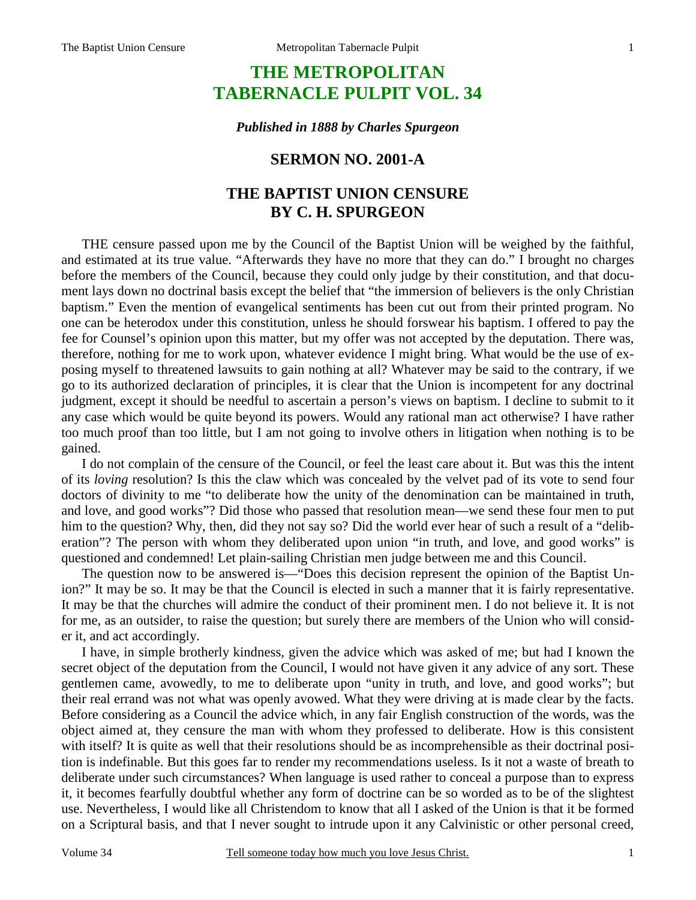# THE METROPOLITAN TABERNACLE PULPIT VOL. 34

***Published in 1888 by Charles Spurgeon***

## SERMON NO. 2001-A

## THE BAPTIST UNION CENSURE BY C. H. SPURGEON

THE censure passed upon me by the Council of the Baptist Union will be weighed by the faithful, and estimated at its true value. "Afterwards they have no more that they can do." I brought no charges before the members of the Council, because they could only judge by their constitution, and that document lays down no doctrinal basis except the belief that "the immersion of believers is the only Christian baptism." Even the mention of evangelical sentiments has been cut out from their printed program. No one can be heterodox under this constitution, unless he should forswear his baptism. I offered to pay the fee for Counsel's opinion upon this matter, but my offer was not accepted by the deputation. There was, therefore, nothing for me to work upon, whatever evidence I might bring. What would be the use of exposing myself to threatened lawsuits to gain nothing at all? Whatever may be said to the contrary, if we go to its authorized declaration of principles, it is clear that the Union is incompetent for any doctrinal judgment, except it should be needful to ascertain a person's views on baptism. I decline to submit to it any case which would be quite beyond its powers. Would any rational man act otherwise? I have rather too much proof than too little, but I am not going to involve others in litigation when nothing is to be gained.

I do not complain of the censure of the Council, or feel the least care about it. But was this the intent of its *loving* resolution? Is this the claw which was concealed by the velvet pad of its vote to send four doctors of divinity to me "to deliberate how the unity of the denomination can be maintained in truth, and love, and good works"? Did those who passed that resolution mean—we send these four men to put him to the question? Why, then, did they not say so? Did the world ever hear of such a result of a "deliberation"? The person with whom they deliberated upon union "in truth, and love, and good works" is questioned and condemned! Let plain-sailing Christian men judge between me and this Council.

The question now to be answered is—"Does this decision represent the opinion of the Baptist Union?" It may be so. It may be that the Council is elected in such a manner that it is fairly representative. It may be that the churches will admire the conduct of their prominent men. I do not believe it. It is not for me, as an outsider, to raise the question; but surely there are members of the Union who will consider it, and act accordingly.

I have, in simple brotherly kindness, given the advice which was asked of me; but had I known the secret object of the deputation from the Council, I would not have given it any advice of any sort. These gentlemen came, avowedly, to me to deliberate upon "unity in truth, and love, and good works"; but their real errand was not what was openly avowed. What they were driving at is made clear by the facts. Before considering as a Council the advice which, in any fair English construction of the words, was the object aimed at, they censure the man with whom they professed to deliberate. How is this consistent with itself? It is quite as well that their resolutions should be as incomprehensible as their doctrinal position is indefinable. But this goes far to render my recommendations useless. Is it not a waste of breath to deliberate under such circumstances? When language is used rather to conceal a purpose than to express it, it becomes fearfully doubtful whether any form of doctrine can be so worded as to be of the slightest use. Nevertheless, I would like all Christendom to know that all I asked of the Union is that it be formed on a Scriptural basis, and that I never sought to intrude upon it any Calvinistic or other personal creed,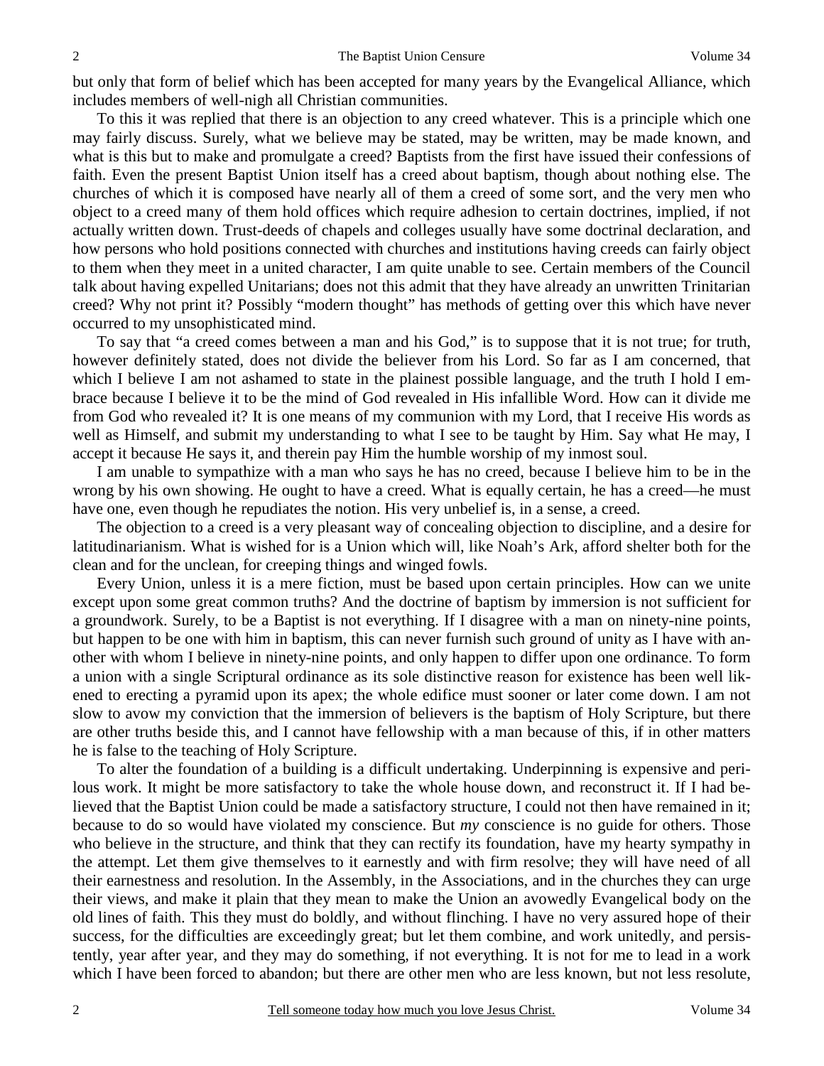but only that form of belief which has been accepted for many years by the Evangelical Alliance, which includes members of well-nigh all Christian communities.

To this it was replied that there is an objection to any creed whatever. This is a principle which one may fairly discuss. Surely, what we believe may be stated, may be written, may be made known, and what is this but to make and promulgate a creed? Baptists from the first have issued their confessions of faith. Even the present Baptist Union itself has a creed about baptism, though about nothing else. The churches of which it is composed have nearly all of them a creed of some sort, and the very men who object to a creed many of them hold offices which require adhesion to certain doctrines, implied, if not actually written down. Trust-deeds of chapels and colleges usually have some doctrinal declaration, and how persons who hold positions connected with churches and institutions having creeds can fairly object to them when they meet in a united character, I am quite unable to see. Certain members of the Council talk about having expelled Unitarians; does not this admit that they have already an unwritten Trinitarian creed? Why not print it? Possibly "modern thought" has methods of getting over this which have never occurred to my unsophisticated mind.

To say that "a creed comes between a man and his God," is to suppose that it is not true; for truth, however definitely stated, does not divide the believer from his Lord. So far as I am concerned, that which I believe I am not ashamed to state in the plainest possible language, and the truth I hold I embrace because I believe it to be the mind of God revealed in His infallible Word. How can it divide me from God who revealed it? It is one means of my communion with my Lord, that I receive His words as well as Himself, and submit my understanding to what I see to be taught by Him. Say what He may, I accept it because He says it, and therein pay Him the humble worship of my inmost soul.

I am unable to sympathize with a man who says he has no creed, because I believe him to be in the wrong by his own showing. He ought to have a creed. What is equally certain, he has a creed—he must have one, even though he repudiates the notion. His very unbelief is, in a sense, a creed.

The objection to a creed is a very pleasant way of concealing objection to discipline, and a desire for latitudinarianism. What is wished for is a Union which will, like Noah's Ark, afford shelter both for the clean and for the unclean, for creeping things and winged fowls.

Every Union, unless it is a mere fiction, must be based upon certain principles. How can we unite except upon some great common truths? And the doctrine of baptism by immersion is not sufficient for a groundwork. Surely, to be a Baptist is not everything. If I disagree with a man on ninety-nine points, but happen to be one with him in baptism, this can never furnish such ground of unity as I have with another with whom I believe in ninety-nine points, and only happen to differ upon one ordinance. To form a union with a single Scriptural ordinance as its sole distinctive reason for existence has been well likened to erecting a pyramid upon its apex; the whole edifice must sooner or later come down. I am not slow to avow my conviction that the immersion of believers is the baptism of Holy Scripture, but there are other truths beside this, and I cannot have fellowship with a man because of this, if in other matters he is false to the teaching of Holy Scripture.

To alter the foundation of a building is a difficult undertaking. Underpinning is expensive and perilous work. It might be more satisfactory to take the whole house down, and reconstruct it. If I had believed that the Baptist Union could be made a satisfactory structure, I could not then have remained in it; because to do so would have violated my conscience. But *my* conscience is no guide for others. Those who believe in the structure, and think that they can rectify its foundation, have my hearty sympathy in the attempt. Let them give themselves to it earnestly and with firm resolve; they will have need of all their earnestness and resolution. In the Assembly, in the Associations, and in the churches they can urge their views, and make it plain that they mean to make the Union an avowedly Evangelical body on the old lines of faith. This they must do boldly, and without flinching. I have no very assured hope of their success, for the difficulties are exceedingly great; but let them combine, and work unitedly, and persistently, year after year, and they may do something, if not everything. It is not for me to lead in a work which I have been forced to abandon; but there are other men who are less known, but not less resolute,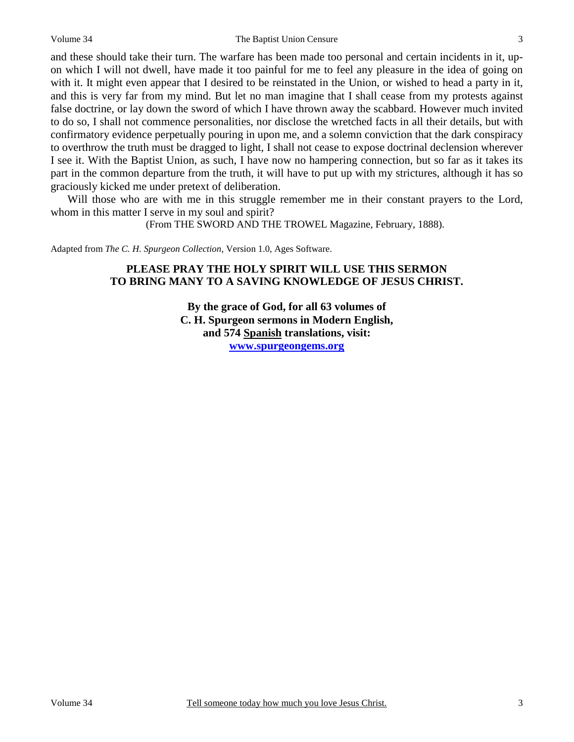and these should take their turn. The warfare has been made too personal and certain incidents in it, upon which I will not dwell, have made it too painful for me to feel any pleasure in the idea of going on with it. It might even appear that I desired to be reinstated in the Union, or wished to head a party in it, and this is very far from my mind. But let no man imagine that I shall cease from my protests against false doctrine, or lay down the sword of which I have thrown away the scabbard. However much invited to do so, I shall not commence personalities, nor disclose the wretched facts in all their details, but with confirmatory evidence perpetually pouring in upon me, and a solemn conviction that the dark conspiracy to overthrow the truth must be dragged to light, I shall not cease to expose doctrinal declension wherever I see it. With the Baptist Union, as such, I have now no hampering connection, but so far as it takes its part in the common departure from the truth, it will have to put up with my strictures, although it has so graciously kicked me under pretext of deliberation.

Will those who are with me in this struggle remember me in their constant prayers to the Lord, whom in this matter I serve in my soul and spirit?

(From THE SWORD AND THE TROWEL Magazine, February, 1888).

Adapted from *The C. H. Spurgeon Collection*, Version 1.0, Ages Software.

**PLEASE PRAY THE HOLY SPIRIT WILL USE THIS SERMON TO BRING MANY TO A SAVING KNOWLEDGE OF JESUS CHRIST.**

**By the grace of God, for all 63 volumes of C. H. Spurgeon sermons in Modern English, and 574 Spanish translations, visit: www.spurgeongems.org**

Tell someone today how much you love Jesus Christ.